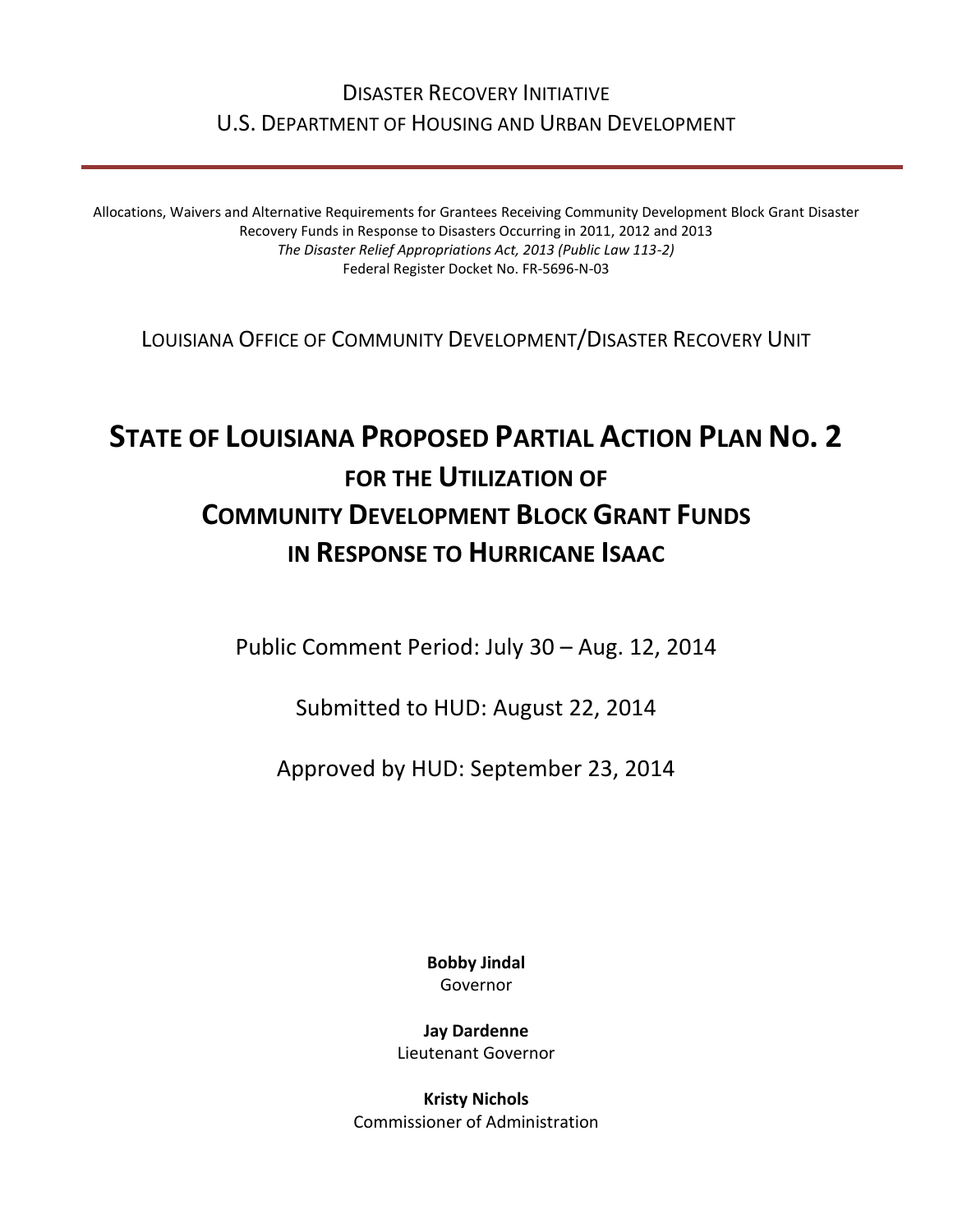DISASTER RECOVERY INITIATIVE
U.S. DEPARTMENT OF HOUSING AND URBAN DEVELOPMENT

---

Allocations, Waivers and Alternative Requirements for Grantees Receiving Community Development Block Grant Disaster Recovery Funds in Response to Disasters Occurring in 2011, 2012 and 2013
*The Disaster Relief Appropriations Act, 2013 (Public Law 113-2)*
Federal Register Docket No. FR-5696-N-03

LOUISIANA OFFICE OF COMMUNITY DEVELOPMENT/DISASTER RECOVERY UNIT

# STATE OF LOUISIANA PROPOSED PARTIAL ACTION PLAN NO. 2
## FOR THE UTILIZATION OF COMMUNITY DEVELOPMENT BLOCK GRANT FUNDS IN RESPONSE TO HURRICANE ISAAC

Public Comment Period: July 30 – Aug. 12, 2014

Submitted to HUD: August 22, 2014

Approved by HUD: September 23, 2014

**Bobby Jindal**
Governor

**Jay Dardenne**
Lieutenant Governor

**Kristy Nichols**
Commissioner of Administration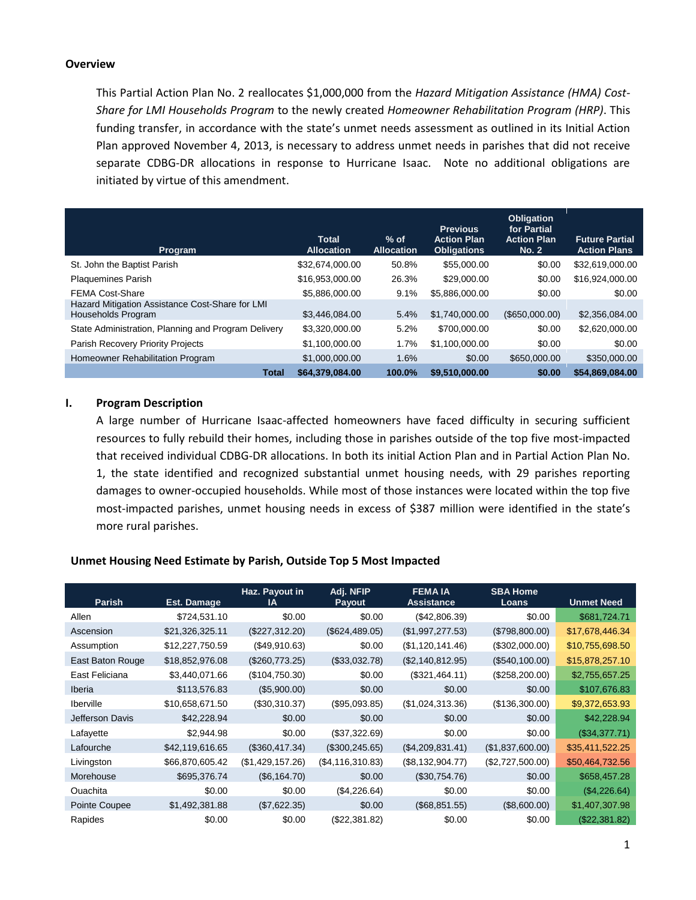**Overview**

This Partial Action Plan No. 2 reallocates $1,000,000 from the *Hazard Mitigation Assistance (HMA) Cost-Share for LMI Households Program* to the newly created *Homeowner Rehabilitation Program (HRP)*. This funding transfer, in accordance with the state's unmet needs assessment as outlined in its Initial Action Plan approved November 4, 2013, is necessary to address unmet needs in parishes that did not receive separate CDBG-DR allocations in response to Hurricane Isaac. Note no additional obligations are initiated by virtue of this amendment.

| Program | Total Allocation | % of Allocation | Previous Action Plan Obligations | Obligation for Partial Action Plan No. 2 | Future Partial Action Plans |
|---|---|---|---|---|---|
| St. John the Baptist Parish | $32,674,000.00 | 50.8% | $55,000.00 | $0.00 | $32,619,000.00 |
| Plaquemines Parish | $16,953,000.00 | 26.3% | $29,000.00 | $0.00 | $16,924,000.00 |
| FEMA Cost-Share | $5,886,000.00 | 9.1% | $5,886,000.00 | $0.00 | $0.00 |
| Hazard Mitigation Assistance Cost-Share for LMI Households Program | $3,446,084.00 | 5.4% | $1,740,000.00 | ($650,000.00) | $2,356,084.00 |
| State Administration, Planning and Program Delivery | $3,320,000.00 | 5.2% | $700,000.00 | $0.00 | $2,620,000.00 |
| Parish Recovery Priority Projects | $1,100,000.00 | 1.7% | $1,100,000.00 | $0.00 | $0.00 |
| Homeowner Rehabilitation Program | $1,000,000.00 | 1.6% | $0.00 | $650,000.00 | $350,000.00 |
| **Total** | **$64,379,084.00** | **100.0%** | **$9,510,000.00** | **$0.00** | **$54,869,084.00** |

## I. Program Description

A large number of Hurricane Isaac-affected homeowners have faced difficulty in securing sufficient resources to fully rebuild their homes, including those in parishes outside of the top five most-impacted that received individual CDBG-DR allocations. In both its initial Action Plan and in Partial Action Plan No. 1, the state identified and recognized substantial unmet housing needs, with 29 parishes reporting damages to owner-occupied households. While most of those instances were located within the top five most-impacted parishes, unmet housing needs in excess of $387 million were identified in the state's more rural parishes.

**Unmet Housing Need Estimate by Parish, Outside Top 5 Most Impacted**

| Parish | Est. Damage | Haz. Payout in IA | Adj. NFIP Payout | FEMA IA Assistance | SBA Home Loans | Unmet Need |
|---|---|---|---|---|---|---|
| Allen | $724,531.10 | $0.00 | $0.00 | ($42,806.39) | $0.00 | $681,724.71 |
| Ascension | $21,326,325.11 | ($227,312.20) | ($624,489.05) | ($1,997,277.53) | ($798,800.00) | $17,678,446.34 |
| Assumption | $12,227,750.59 | ($49,910.63) | $0.00 | ($1,120,141.46) | ($302,000.00) | $10,755,698.50 |
| East Baton Rouge | $18,852,976.08 | ($260,773.25) | ($33,032.78) | ($2,140,812.95) | ($540,100.00) | $15,878,257.10 |
| East Feliciana | $3,440,071.66 | ($104,750.30) | $0.00 | ($321,464.11) | ($258,200.00) | $2,755,657.25 |
| Iberia | $113,576.83 | ($5,900.00) | $0.00 | $0.00 | $0.00 | $107,676.83 |
| Iberville | $10,658,671.50 | ($30,310.37) | ($95,093.85) | ($1,024,313.36) | ($136,300.00) | $9,372,653.93 |
| Jefferson Davis | $42,228.94 | $0.00 | $0.00 | $0.00 | $0.00 | $42,228.94 |
| Lafayette | $2,944.98 | $0.00 | ($37,322.69) | $0.00 | $0.00 | ($34,377.71) |
| Lafourche | $42,119,616.65 | ($360,417.34) | ($300,245.65) | ($4,209,831.41) | ($1,837,600.00) | $35,411,522.25 |
| Livingston | $66,870,605.42 | ($1,429,157.26) | ($4,116,310.83) | ($8,132,904.77) | ($2,727,500.00) | $50,464,732.56 |
| Morehouse | $695,376.74 | ($6,164.70) | $0.00 | ($30,754.76) | $0.00 | $658,457.28 |
| Ouachita | $0.00 | $0.00 | ($4,226.64) | $0.00 | $0.00 | ($4,226.64) |
| Pointe Coupee | $1,492,381.88 | ($7,622.35) | $0.00 | ($68,851.55) | ($8,600.00) | $1,407,307.98 |
| Rapides | $0.00 | $0.00 | ($22,381.82) | $0.00 | $0.00 | ($22,381.82) |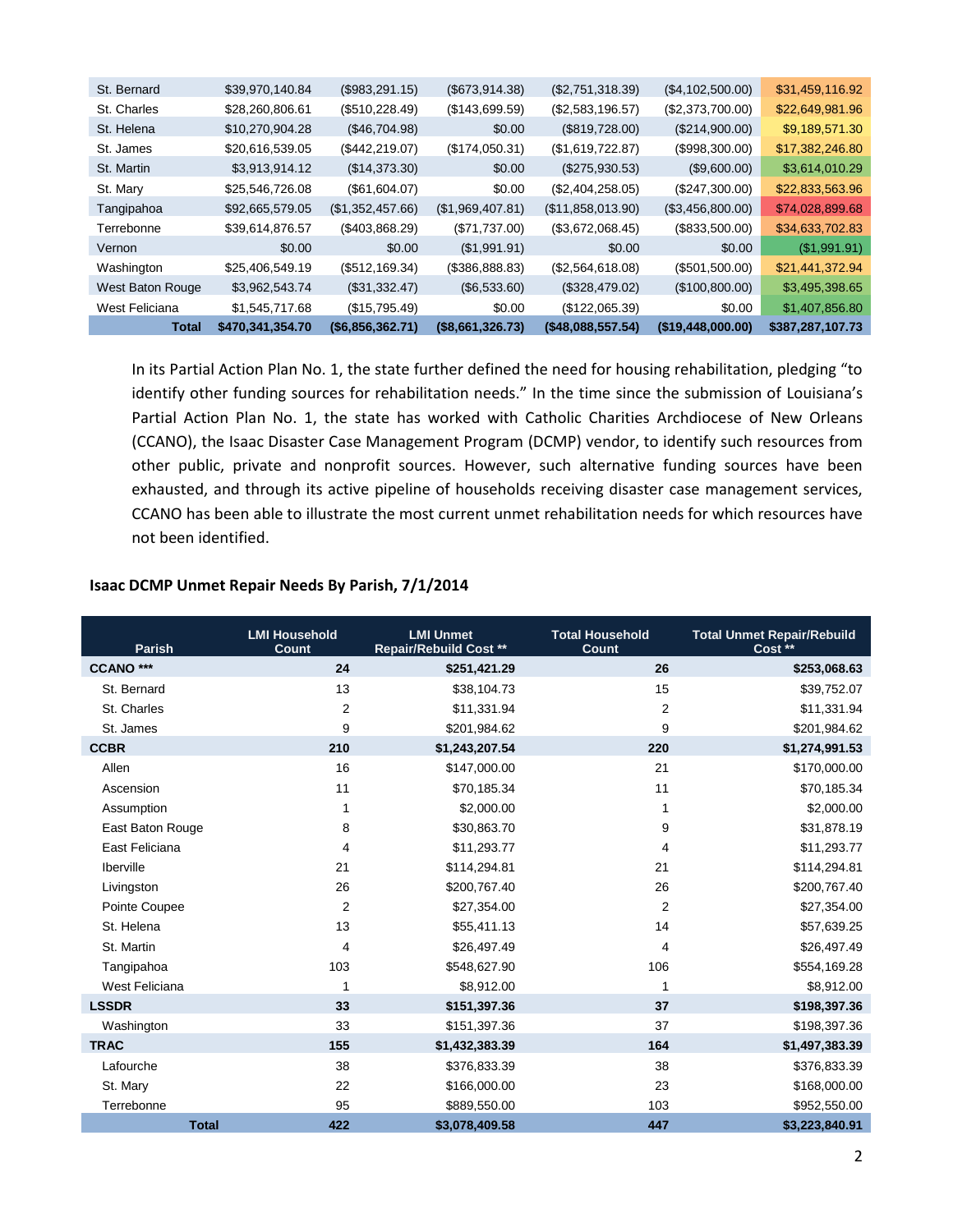| | | | | | | |
|---|---|---|---|---|---|---|
| St. Bernard | $39,970,140.84 | ($983,291.15) | ($673,914.38) | ($2,751,318.39) | ($4,102,500.00) | $31,459,116.92 |
| St. Charles | $28,260,806.61 | ($510,228.49) | ($143,699.59) | ($2,583,196.57) | ($2,373,700.00) | $22,649,981.96 |
| St. Helena | $10,270,904.28 | ($46,704.98) | $0.00 | ($819,728.00) | ($214,900.00) | $9,189,571.30 |
| St. James | $20,616,539.05 | ($442,219.07) | ($174,050.31) | ($1,619,722.87) | ($998,300.00) | $17,382,246.80 |
| St. Martin | $3,913,914.12 | ($14,373.30) | $0.00 | ($275,930.53) | ($9,600.00) | $3,614,010.29 |
| St. Mary | $25,546,726.08 | ($61,604.07) | $0.00 | ($2,404,258.05) | ($247,300.00) | $22,833,563.96 |
| Tangipahoa | $92,665,579.05 | ($1,352,457.66) | ($1,969,407.81) | ($11,858,013.90) | ($3,456,800.00) | $74,028,899.68 |
| Terrebonne | $39,614,876.57 | ($403,868.29) | ($71,737.00) | ($3,672,068.45) | ($833,500.00) | $34,633,702.83 |
| Vernon | $0.00 | $0.00 | ($1,991.91) | $0.00 | $0.00 | ($1,991.91) |
| Washington | $25,406,549.19 | ($512,169.34) | ($386,888.83) | ($2,564,618.08) | ($501,500.00) | $21,441,372.94 |
| West Baton Rouge | $3,962,543.74 | ($31,332.47) | ($6,533.60) | ($328,479.02) | ($100,800.00) | $3,495,398.65 |
| West Feliciana | $1,545,717.68 | ($15,795.49) | $0.00 | ($122,065.39) | $0.00 | $1,407,856.80 |
| **Total** | **$470,341,354.70** | **($6,856,362.71)** | **($8,661,326.73)** | **($48,088,557.54)** | **($19,448,000.00)** | **$387,287,107.73** |

In its Partial Action Plan No. 1, the state further defined the need for housing rehabilitation, pledging "to identify other funding sources for rehabilitation needs." In the time since the submission of Louisiana's Partial Action Plan No. 1, the state has worked with Catholic Charities Archdiocese of New Orleans (CCANO), the Isaac Disaster Case Management Program (DCMP) vendor, to identify such resources from other public, private and nonprofit sources. However, such alternative funding sources have been exhausted, and through its active pipeline of households receiving disaster case management services, CCANO has been able to illustrate the most current unmet rehabilitation needs for which resources have not been identified.

**Isaac DCMP Unmet Repair Needs By Parish, 7/1/2014**

| Parish | LMI Household Count | LMI Unmet Repair/Rebuild Cost ** | Total Household Count | Total Unmet Repair/Rebuild Cost ** |
|---|---|---|---|---|
| **CCANO *** ** | **24** | **$251,421.29** | **26** | **$253,068.63** |
| St. Bernard | 13 | $38,104.73 | 15 | $39,752.07 |
| St. Charles | 2 | $11,331.94 | 2 | $11,331.94 |
| St. James | 9 | $201,984.62 | 9 | $201,984.62 |
| **CCBR** | **210** | **$1,243,207.54** | **220** | **$1,274,991.53** |
| Allen | 16 | $147,000.00 | 21 | $170,000.00 |
| Ascension | 11 | $70,185.34 | 11 | $70,185.34 |
| Assumption | 1 | $2,000.00 | 1 | $2,000.00 |
| East Baton Rouge | 8 | $30,863.70 | 9 | $31,878.19 |
| East Feliciana | 4 | $11,293.77 | 4 | $11,293.77 |
| Iberville | 21 | $114,294.81 | 21 | $114,294.81 |
| Livingston | 26 | $200,767.40 | 26 | $200,767.40 |
| Pointe Coupee | 2 | $27,354.00 | 2 | $27,354.00 |
| St. Helena | 13 | $55,411.13 | 14 | $57,639.25 |
| St. Martin | 4 | $26,497.49 | 4 | $26,497.49 |
| Tangipahoa | 103 | $548,627.90 | 106 | $554,169.28 |
| West Feliciana | 1 | $8,912.00 | 1 | $8,912.00 |
| **LSSDR** | **33** | **$151,397.36** | **37** | **$198,397.36** |
| Washington | 33 | $151,397.36 | 37 | $198,397.36 |
| **TRAC** | **155** | **$1,432,383.39** | **164** | **$1,497,383.39** |
| Lafourche | 38 | $376,833.39 | 38 | $376,833.39 |
| St. Mary | 22 | $166,000.00 | 23 | $168,000.00 |
| Terrebonne | 95 | $889,550.00 | 103 | $952,550.00 |
| **Total** | **422** | **$3,078,409.58** | **447** | **$3,223,840.91** |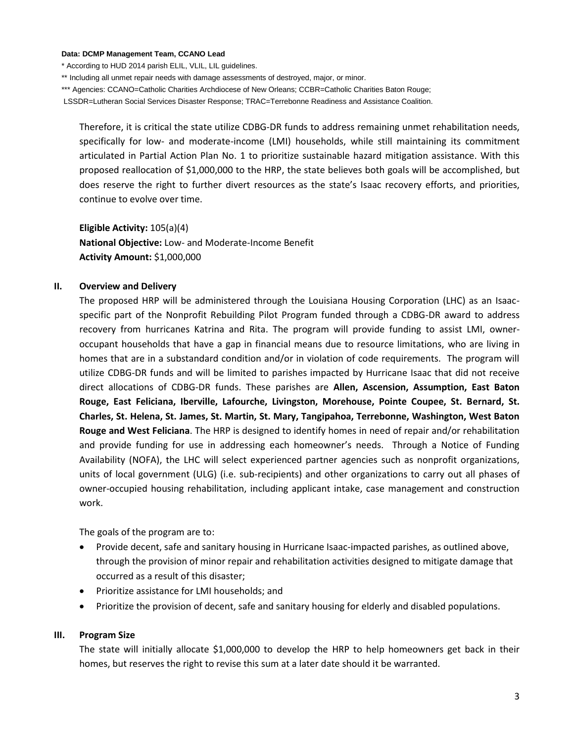**Data: DCMP Management Team, CCANO Lead**

* According to HUD 2014 parish ELIL, VLIL, LIL guidelines.

** Including all unmet repair needs with damage assessments of destroyed, major, or minor.

*** Agencies: CCANO=Catholic Charities Archdiocese of New Orleans; CCBR=Catholic Charities Baton Rouge; LSSDR=Lutheran Social Services Disaster Response; TRAC=Terrebonne Readiness and Assistance Coalition.

Therefore, it is critical the state utilize CDBG-DR funds to address remaining unmet rehabilitation needs, specifically for low- and moderate-income (LMI) households, while still maintaining its commitment articulated in Partial Action Plan No. 1 to prioritize sustainable hazard mitigation assistance. With this proposed reallocation of $1,000,000 to the HRP, the state believes both goals will be accomplished, but does reserve the right to further divert resources as the state's Isaac recovery efforts, and priorities, continue to evolve over time.

**Eligible Activity:** 105(a)(4)
**National Objective:** Low- and Moderate-Income Benefit
**Activity Amount:** $1,000,000

## II. Overview and Delivery

The proposed HRP will be administered through the Louisiana Housing Corporation (LHC) as an Isaac-specific part of the Nonprofit Rebuilding Pilot Program funded through a CDBG-DR award to address recovery from hurricanes Katrina and Rita. The program will provide funding to assist LMI, owner-occupant households that have a gap in financial means due to resource limitations, who are living in homes that are in a substandard condition and/or in violation of code requirements. The program will utilize CDBG-DR funds and will be limited to parishes impacted by Hurricane Isaac that did not receive direct allocations of CDBG-DR funds. These parishes are **Allen, Ascension, Assumption, East Baton Rouge, East Feliciana, Iberville, Lafourche, Livingston, Morehouse, Pointe Coupee, St. Bernard, St. Charles, St. Helena, St. James, St. Martin, St. Mary, Tangipahoa, Terrebonne, Washington, West Baton Rouge and West Feliciana**. The HRP is designed to identify homes in need of repair and/or rehabilitation and provide funding for use in addressing each homeowner's needs. Through a Notice of Funding Availability (NOFA), the LHC will select experienced partner agencies such as nonprofit organizations, units of local government (ULG) (i.e. sub-recipients) and other organizations to carry out all phases of owner-occupied housing rehabilitation, including applicant intake, case management and construction work.

The goals of the program are to:

- Provide decent, safe and sanitary housing in Hurricane Isaac-impacted parishes, as outlined above, through the provision of minor repair and rehabilitation activities designed to mitigate damage that occurred as a result of this disaster;
- Prioritize assistance for LMI households; and
- Prioritize the provision of decent, safe and sanitary housing for elderly and disabled populations.

## III. Program Size

The state will initially allocate $1,000,000 to develop the HRP to help homeowners get back in their homes, but reserves the right to revise this sum at a later date should it be warranted.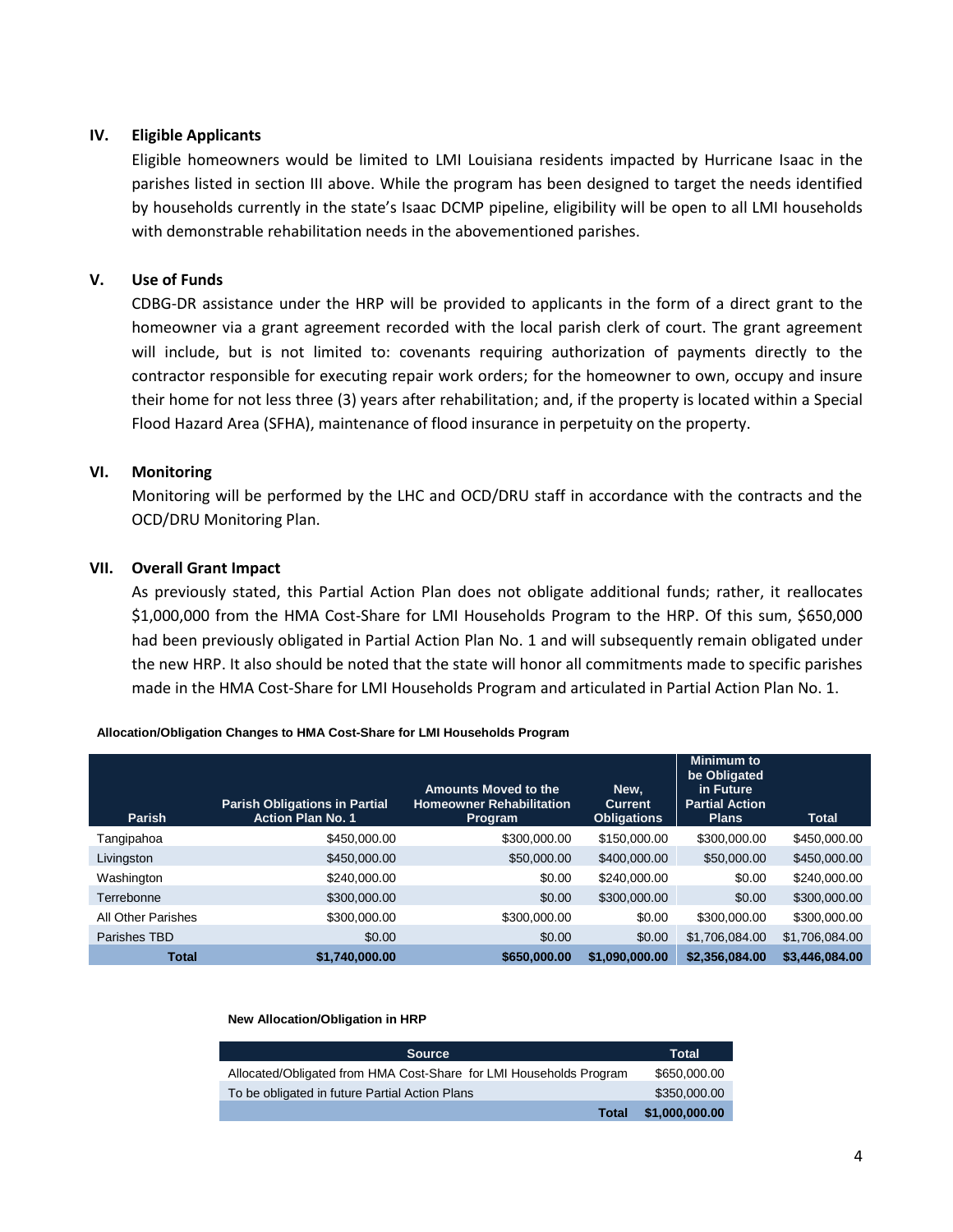## IV. Eligible Applicants

Eligible homeowners would be limited to LMI Louisiana residents impacted by Hurricane Isaac in the parishes listed in section III above. While the program has been designed to target the needs identified by households currently in the state's Isaac DCMP pipeline, eligibility will be open to all LMI households with demonstrable rehabilitation needs in the abovementioned parishes.

## V. Use of Funds

CDBG-DR assistance under the HRP will be provided to applicants in the form of a direct grant to the homeowner via a grant agreement recorded with the local parish clerk of court. The grant agreement will include, but is not limited to: covenants requiring authorization of payments directly to the contractor responsible for executing repair work orders; for the homeowner to own, occupy and insure their home for not less three (3) years after rehabilitation; and, if the property is located within a Special Flood Hazard Area (SFHA), maintenance of flood insurance in perpetuity on the property.

## VI. Monitoring

Monitoring will be performed by the LHC and OCD/DRU staff in accordance with the contracts and the OCD/DRU Monitoring Plan.

## VII. Overall Grant Impact

As previously stated, this Partial Action Plan does not obligate additional funds; rather, it reallocates $1,000,000 from the HMA Cost-Share for LMI Households Program to the HRP. Of this sum, $650,000 had been previously obligated in Partial Action Plan No. 1 and will subsequently remain obligated under the new HRP. It also should be noted that the state will honor all commitments made to specific parishes made in the HMA Cost-Share for LMI Households Program and articulated in Partial Action Plan No. 1.

**Allocation/Obligation Changes to HMA Cost-Share for LMI Households Program**

| Parish | Parish Obligations in Partial Action Plan No. 1 | Amounts Moved to the Homeowner Rehabilitation Program | New, Current Obligations | Minimum to be Obligated in Future Partial Action Plans | Total |
|---|---|---|---|---|---|
| Tangipahoa | $450,000.00 | $300,000.00 | $150,000.00 | $300,000.00 | $450,000.00 |
| Livingston | $450,000.00 | $50,000.00 | $400,000.00 | $50,000.00 | $450,000.00 |
| Washington | $240,000.00 | $0.00 | $240,000.00 | $0.00 | $240,000.00 |
| Terrebonne | $300,000.00 | $0.00 | $300,000.00 | $0.00 | $300,000.00 |
| All Other Parishes | $300,000.00 | $300,000.00 | $0.00 | $300,000.00 | $300,000.00 |
| Parishes TBD | $0.00 | $0.00 | $0.00 | $1,706,084.00 | $1,706,084.00 |
| **Total** | **$1,740,000.00** | **$650,000.00** | **$1,090,000.00** | **$2,356,084.00** | **$3,446,084.00** |

**New Allocation/Obligation in HRP**

| Source | Total |
|---|---|
| Allocated/Obligated from HMA Cost-Share for LMI Households Program | $650,000.00 |
| To be obligated in future Partial Action Plans | $350,000.00 |
| **Total** | **$1,000,000.00** |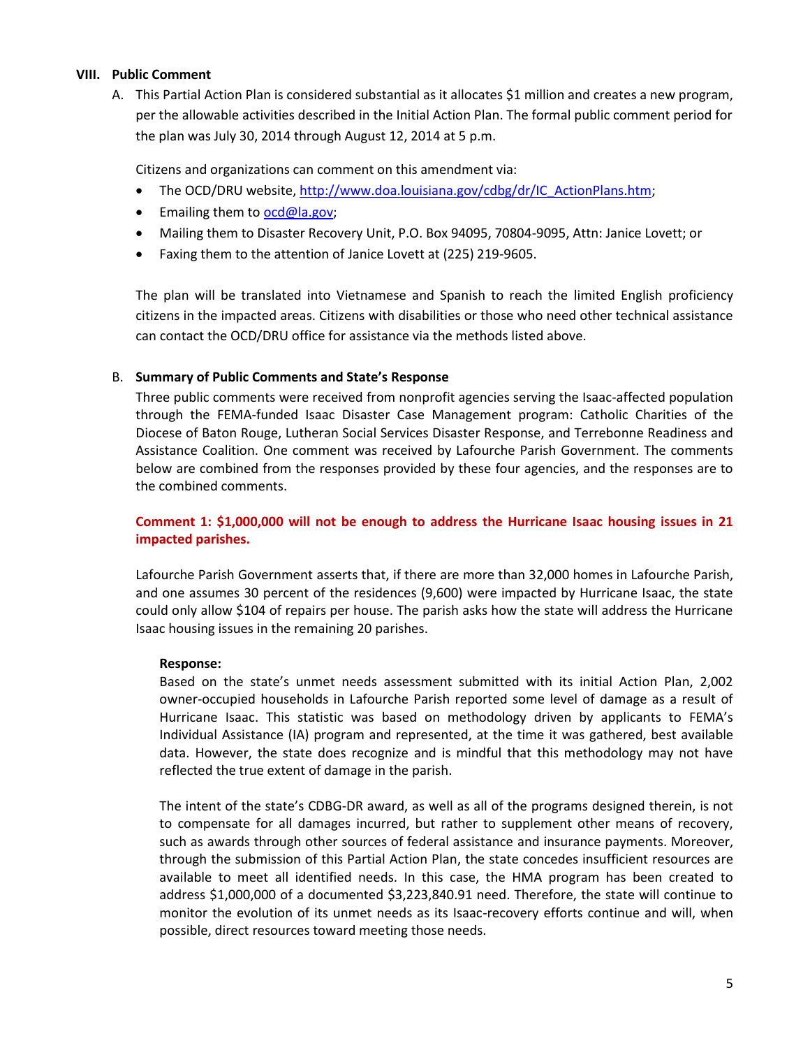## VIII. Public Comment

A. This Partial Action Plan is considered substantial as it allocates $1 million and creates a new program, per the allowable activities described in the Initial Action Plan. The formal public comment period for the plan was July 30, 2014 through August 12, 2014 at 5 p.m.

Citizens and organizations can comment on this amendment via:

- The OCD/DRU website, http://www.doa.louisiana.gov/cdbg/dr/IC_ActionPlans.htm;
- Emailing them to ocd@la.gov;
- Mailing them to Disaster Recovery Unit, P.O. Box 94095, 70804-9095, Attn: Janice Lovett; or
- Faxing them to the attention of Janice Lovett at (225) 219-9605.

The plan will be translated into Vietnamese and Spanish to reach the limited English proficiency citizens in the impacted areas. Citizens with disabilities or those who need other technical assistance can contact the OCD/DRU office for assistance via the methods listed above.

B. **Summary of Public Comments and State's Response**

Three public comments were received from nonprofit agencies serving the Isaac-affected population through the FEMA-funded Isaac Disaster Case Management program: Catholic Charities of the Diocese of Baton Rouge, Lutheran Social Services Disaster Response, and Terrebonne Readiness and Assistance Coalition. One comment was received by Lafourche Parish Government. The comments below are combined from the responses provided by these four agencies, and the responses are to the combined comments.

**Comment 1: $1,000,000 will not be enough to address the Hurricane Isaac housing issues in 21 impacted parishes.**

Lafourche Parish Government asserts that, if there are more than 32,000 homes in Lafourche Parish, and one assumes 30 percent of the residences (9,600) were impacted by Hurricane Isaac, the state could only allow $104 of repairs per house. The parish asks how the state will address the Hurricane Isaac housing issues in the remaining 20 parishes.

**Response:**

Based on the state's unmet needs assessment submitted with its initial Action Plan, 2,002 owner-occupied households in Lafourche Parish reported some level of damage as a result of Hurricane Isaac. This statistic was based on methodology driven by applicants to FEMA's Individual Assistance (IA) program and represented, at the time it was gathered, best available data. However, the state does recognize and is mindful that this methodology may not have reflected the true extent of damage in the parish.

The intent of the state's CDBG-DR award, as well as all of the programs designed therein, is not to compensate for all damages incurred, but rather to supplement other means of recovery, such as awards through other sources of federal assistance and insurance payments. Moreover, through the submission of this Partial Action Plan, the state concedes insufficient resources are available to meet all identified needs. In this case, the HMA program has been created to address $1,000,000 of a documented $3,223,840.91 need. Therefore, the state will continue to monitor the evolution of its unmet needs as its Isaac-recovery efforts continue and will, when possible, direct resources toward meeting those needs.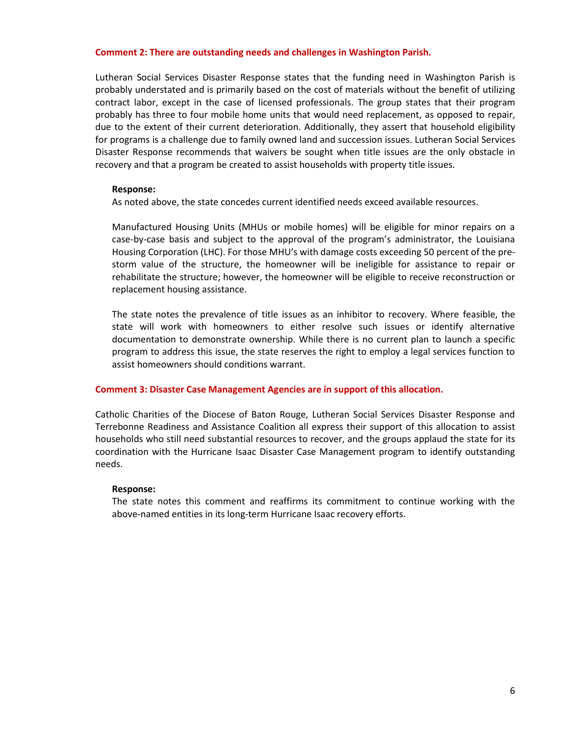**Comment 2: There are outstanding needs and challenges in Washington Parish.**

Lutheran Social Services Disaster Response states that the funding need in Washington Parish is probably understated and is primarily based on the cost of materials without the benefit of utilizing contract labor, except in the case of licensed professionals. The group states that their program probably has three to four mobile home units that would need replacement, as opposed to repair, due to the extent of their current deterioration. Additionally, they assert that household eligibility for programs is a challenge due to family owned land and succession issues. Lutheran Social Services Disaster Response recommends that waivers be sought when title issues are the only obstacle in recovery and that a program be created to assist households with property title issues.

**Response:**

As noted above, the state concedes current identified needs exceed available resources.

Manufactured Housing Units (MHUs or mobile homes) will be eligible for minor repairs on a case-by-case basis and subject to the approval of the program's administrator, the Louisiana Housing Corporation (LHC). For those MHU's with damage costs exceeding 50 percent of the pre-storm value of the structure, the homeowner will be ineligible for assistance to repair or rehabilitate the structure; however, the homeowner will be eligible to receive reconstruction or replacement housing assistance.

The state notes the prevalence of title issues as an inhibitor to recovery. Where feasible, the state will work with homeowners to either resolve such issues or identify alternative documentation to demonstrate ownership. While there is no current plan to launch a specific program to address this issue, the state reserves the right to employ a legal services function to assist homeowners should conditions warrant.

**Comment 3: Disaster Case Management Agencies are in support of this allocation.**

Catholic Charities of the Diocese of Baton Rouge, Lutheran Social Services Disaster Response and Terrebonne Readiness and Assistance Coalition all express their support of this allocation to assist households who still need substantial resources to recover, and the groups applaud the state for its coordination with the Hurricane Isaac Disaster Case Management program to identify outstanding needs.

**Response:**

The state notes this comment and reaffirms its commitment to continue working with the above-named entities in its long-term Hurricane Isaac recovery efforts.